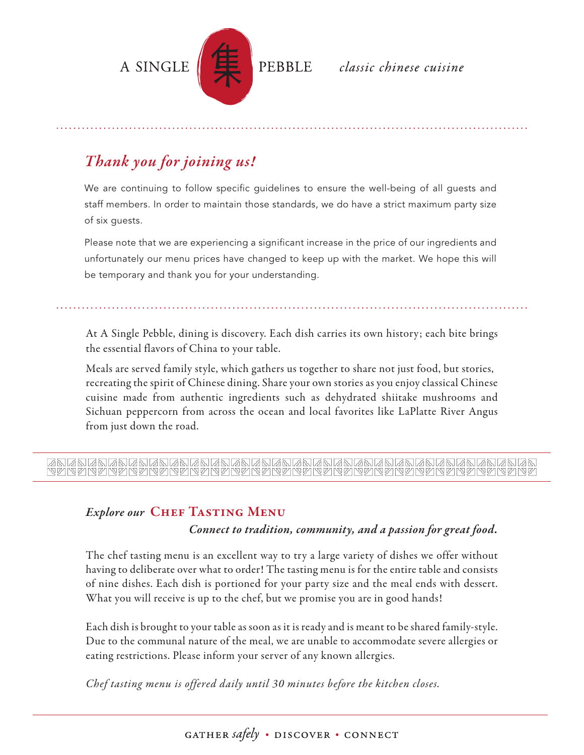# A SINGLE 集 PEBBLE

*classic chinese cuisine*

## *Thank you for joining us!*

We are continuing to follow specific guidelines to ensure the well-being of all guests and staff members. In order to maintain those standards, we do have a strict maximum party size of six guests.

Please note that we are experiencing a significant increase in the price of our ingredients and unfortunately our menu prices have changed to keep up with the market. We hope this will be temporary and thank you for your understanding.

At A Single Pebble, dining is discovery. Each dish carries its own history; each bite brings the essential flavors of China to your table.

Meals are served family style, which gathers us together to share not just food, but stories, recreating the spirit of Chinese dining. Share your own stories as you enjoy classical Chinese cuisine made from authentic ingredients such as dehydrated shiitake mushrooms and Sichuan peppercorn from across the ocean and local favorites like LaPlatte River Angus from just down the road.

## *Explore our* Chef Tasting Menu

***Connect to tradition, community, and a passion for great food.***

The chef tasting menu is an excellent way to try a large variety of dishes we offer without having to deliberate over what to order! The tasting menu is for the entire table and consists of nine dishes. Each dish is portioned for your party size and the meal ends with dessert. What you will receive is up to the chef, but we promise you are in good hands!

Each dish is brought to your table as soon as it is ready and is meant to be shared family-style. Due to the communal nature of the meal, we are unable to accommodate severe allergies or eating restrictions. Please inform your server of any known allergies.

*Chef tasting menu is offered daily until 30 minutes before the kitchen closes.*

GATHER *safely* • DISCOVER • CONNECT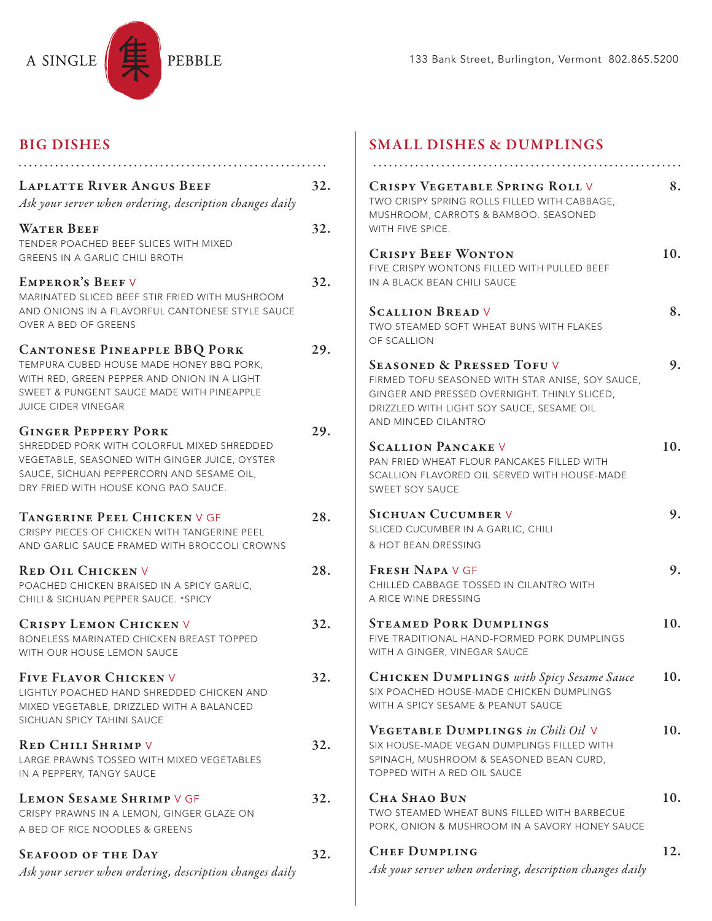A SINGLE 集 PEBBLE

133 Bank Street, Burlington, Vermont 802.865.5200

## BIG DISHES

**Laplatte River Angus Beef** — 32.
*Ask your server when ordering, description changes daily*

**Water Beef** — 32.
TENDER POACHED BEEF SLICES WITH MIXED GREENS IN A GARLIC CHILI BROTH

**Emperor's Beef** V — 32.
MARINATED SLICED BEEF STIR FRIED WITH MUSHROOM AND ONIONS IN A FLAVORFUL CANTONESE STYLE SAUCE OVER A BED OF GREENS

**Cantonese Pineapple BBQ Pork** — 29.
TEMPURA CUBED HOUSE MADE HONEY BBQ PORK, WITH RED, GREEN PEPPER AND ONION IN A LIGHT SWEET & PUNGENT SAUCE MADE WITH PINEAPPLE JUICE CIDER VINEGAR

**Ginger Peppery Pork** — 29.
SHREDDED PORK WITH COLORFUL MIXED SHREDDED VEGETABLE, SEASONED WITH GINGER JUICE, OYSTER SAUCE, SICHUAN PEPPERCORN AND SESAME OIL, DRY FRIED WITH HOUSE KONG PAO SAUCE.

**Tangerine Peel Chicken** V GF — 28.
CRISPY PIECES OF CHICKEN WITH TANGERINE PEEL AND GARLIC SAUCE FRAMED WITH BROCCOLI CROWNS

**Red Oil Chicken** V — 28.
POACHED CHICKEN BRAISED IN A SPICY GARLIC, CHILI & SICHUAN PEPPER SAUCE. *SPICY

**Crispy Lemon Chicken** V — 32.
BONELESS MARINATED CHICKEN BREAST TOPPED WITH OUR HOUSE LEMON SAUCE

**Five Flavor Chicken** V — 32.
LIGHTLY POACHED HAND SHREDDED CHICKEN AND MIXED VEGETABLE, DRIZZLED WITH A BALANCED SICHUAN SPICY TAHINI SAUCE

**Red Chili Shrimp** V — 32.
LARGE PRAWNS TOSSED WITH MIXED VEGETABLES IN A PEPPERY, TANGY SAUCE

**Lemon Sesame Shrimp** V GF — 32.
CRISPY PRAWNS IN A LEMON, GINGER GLAZE ON A BED OF RICE NOODLES & GREENS

**Seafood of the Day** — 32.
*Ask your server when ordering, description changes daily*

## SMALL DISHES & DUMPLINGS

**Crispy Vegetable Spring Roll** V — 8.
TWO CRISPY SPRING ROLLS FILLED WITH CABBAGE, MUSHROOM, CARROTS & BAMBOO. SEASONED WITH FIVE SPICE.

**Crispy Beef Wonton** — 10.
FIVE CRISPY WONTONS FILLED WITH PULLED BEEF IN A BLACK BEAN CHILI SAUCE

**Scallion Bread** V — 8.
TWO STEAMED SOFT WHEAT BUNS WITH FLAKES OF SCALLION

**Seasoned & Pressed Tofu** V — 9.
FIRMED TOFU SEASONED WITH STAR ANISE, SOY SAUCE, GINGER AND PRESSED OVERNIGHT. THINLY SLICED, DRIZZLED WITH LIGHT SOY SAUCE, SESAME OIL AND MINCED CILANTRO

**Scallion Pancake** V — 10.
PAN FRIED WHEAT FLOUR PANCAKES FILLED WITH SCALLION FLAVORED OIL SERVED WITH HOUSE-MADE SWEET SOY SAUCE

**Sichuan Cucumber** V — 9.
SLICED CUCUMBER IN A GARLIC, CHILI & HOT BEAN DRESSING

**Fresh Napa** V GF — 9.
CHILLED CABBAGE TOSSED IN CILANTRO WITH A RICE WINE DRESSING

**Steamed Pork Dumplings** — 10.
FIVE TRADITIONAL HAND-FORMED PORK DUMPLINGS WITH A GINGER, VINEGAR SAUCE

**Chicken Dumplings** *with Spicy Sesame Sauce* — 10.
SIX POACHED HOUSE-MADE CHICKEN DUMPLINGS WITH A SPICY SESAME & PEANUT SAUCE

**Vegetable Dumplings** *in Chili Oil* V — 10.
SIX HOUSE-MADE VEGAN DUMPLINGS FILLED WITH SPINACH, MUSHROOM & SEASONED BEAN CURD, TOPPED WITH A RED OIL SAUCE

**Cha Shao Bun** — 10.
TWO STEAMED WHEAT BUNS FILLED WITH BARBECUE PORK, ONION & MUSHROOM IN A SAVORY HONEY SAUCE

**Chef Dumpling** — 12.
*Ask your server when ordering, description changes daily*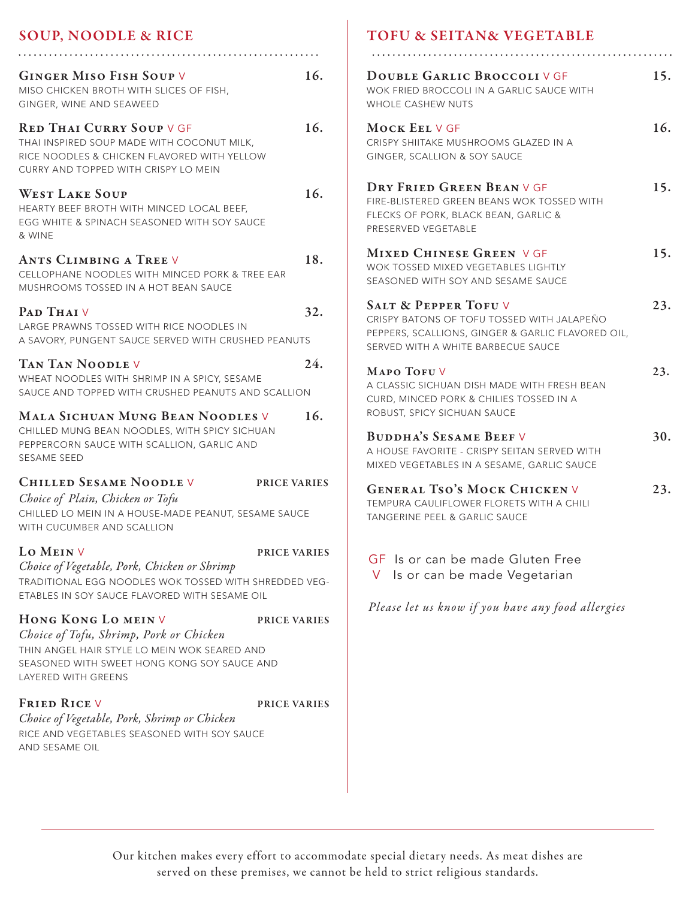## SOUP, NOODLE & RICE

**GINGER MISO FISH SOUP** V — 16.
MISO CHICKEN BROTH WITH SLICES OF FISH, GINGER, WINE AND SEAWEED

**RED THAI CURRY SOUP** V GF — 16.
THAI INSPIRED SOUP MADE WITH COCONUT MILK, RICE NOODLES & CHICKEN FLAVORED WITH YELLOW CURRY AND TOPPED WITH CRISPY LO MEIN

**WEST LAKE SOUP** — 16.
HEARTY BEEF BROTH WITH MINCED LOCAL BEEF, EGG WHITE & SPINACH SEASONED WITH SOY SAUCE & WINE

**ANTS CLIMBING A TREE** V — 18.
CELLOPHANE NOODLES WITH MINCED PORK & TREE EAR MUSHROOMS TOSSED IN A HOT BEAN SAUCE

**PAD THAI** V — 32.
LARGE PRAWNS TOSSED WITH RICE NOODLES IN A SAVORY, PUNGENT SAUCE SERVED WITH CRUSHED PEANUTS

**TAN TAN NOODLE** V — 24.
WHEAT NOODLES WITH SHRIMP IN A SPICY, SESAME SAUCE AND TOPPED WITH CRUSHED PEANUTS AND SCALLION

**MALA SICHUAN MUNG BEAN NOODLES** V — 16.
CHILLED MUNG BEAN NOODLES, WITH SPICY SICHUAN PEPPERCORN SAUCE WITH SCALLION, GARLIC AND SESAME SEED

**CHILLED SESAME NOODLE** V — PRICE VARIES
*Choice of Plain, Chicken or Tofu*
CHILLED LO MEIN IN A HOUSE-MADE PEANUT, SESAME SAUCE WITH CUCUMBER AND SCALLION

**LO MEIN** V — PRICE VARIES
*Choice of Vegetable, Pork, Chicken or Shrimp*
TRADITIONAL EGG NOODLES WOK TOSSED WITH SHREDDED VEGETABLES IN SOY SAUCE FLAVORED WITH SESAME OIL

**HONG KONG LO MEIN** V — PRICE VARIES
*Choice of Tofu, Shrimp, Pork or Chicken*
THIN ANGEL HAIR STYLE LO MEIN WOK SEARED AND SEASONED WITH SWEET HONG KONG SOY SAUCE AND LAYERED WITH GREENS

**FRIED RICE** V — PRICE VARIES
*Choice of Vegetable, Pork, Shrimp or Chicken*
RICE AND VEGETABLES SEASONED WITH SOY SAUCE AND SESAME OIL

## TOFU & SEITAN& VEGETABLE

**DOUBLE GARLIC BROCCOLI** V GF — 15.
WOK FRIED BROCCOLI IN A GARLIC SAUCE WITH WHOLE CASHEW NUTS

**MOCK EEL** V GF — 16.
CRISPY SHIITAKE MUSHROOMS GLAZED IN A GINGER, SCALLION & SOY SAUCE

**DRY FRIED GREEN BEAN** V GF — 15.
FIRE-BLISTERED GREEN BEANS WOK TOSSED WITH FLECKS OF PORK, BLACK BEAN, GARLIC & PRESERVED VEGETABLE

**MIXED CHINESE GREEN** V GF — 15.
WOK TOSSED MIXED VEGETABLES LIGHTLY SEASONED WITH SOY AND SESAME SAUCE

**SALT & PEPPER TOFU** V — 23.
CRISPY BATONS OF TOFU TOSSED WITH JALAPEÑO PEPPERS, SCALLIONS, GINGER & GARLIC FLAVORED OIL, SERVED WITH A WHITE BARBECUE SAUCE

**MAPO TOFU** V — 23.
A CLASSIC SICHUAN DISH MADE WITH FRESH BEAN CURD, MINCED PORK & CHILIES TOSSED IN A ROBUST, SPICY SICHUAN SAUCE

**BUDDHA'S SESAME BEEF** V — 30.
A HOUSE FAVORITE - CRISPY SEITAN SERVED WITH MIXED VEGETABLES IN A SESAME, GARLIC SAUCE

**GENERAL TSO'S MOCK CHICKEN** V — 23.
TEMPURA CAULIFLOWER FLORETS WITH A CHILI TANGERINE PEEL & GARLIC SAUCE

GF Is or can be made Gluten Free
V Is or can be made Vegetarian

*Please let us know if you have any food allergies*

Our kitchen makes every effort to accommodate special dietary needs. As meat dishes are served on these premises, we cannot be held to strict religious standards.